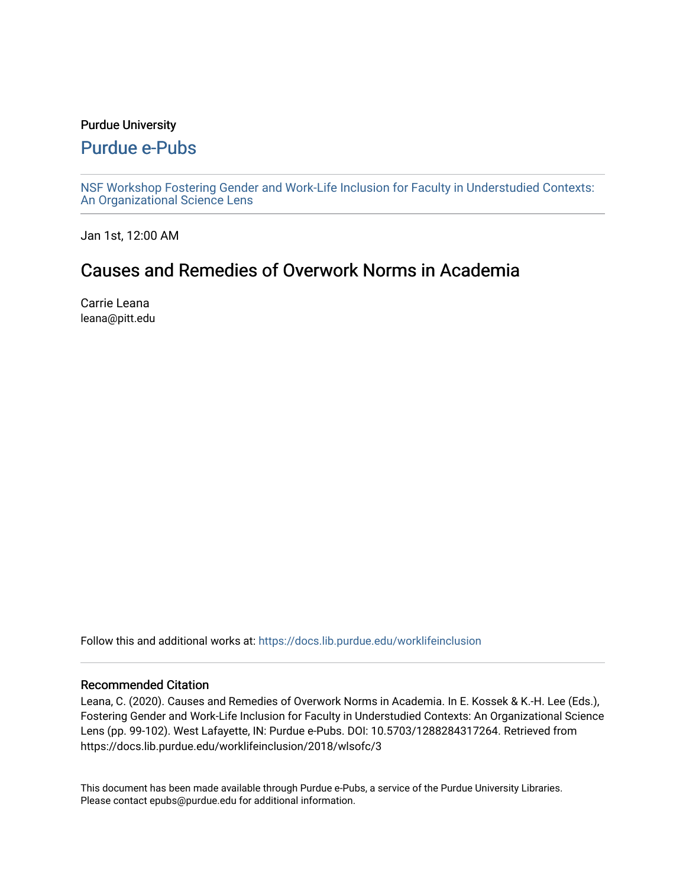Purdue University

# Purdue e-Pubs

NSF Workshop Fostering Gender and Work-Life Inclusion for Faculty in Understudied Contexts: An Organizational Science Lens

Jan 1st, 12:00 AM

## Causes and Remedies of Overwork Norms in Academia

Carrie Leana
leana@pitt.edu

Follow this and additional works at: https://docs.lib.purdue.edu/worklifeinclusion

### Recommended Citation

Leana, C. (2020). Causes and Remedies of Overwork Norms in Academia. In E. Kossek & K.-H. Lee (Eds.), Fostering Gender and Work-Life Inclusion for Faculty in Understudied Contexts: An Organizational Science Lens (pp. 99-102). West Lafayette, IN: Purdue e-Pubs. DOI: 10.5703/1288284317264. Retrieved from https://docs.lib.purdue.edu/worklifeinclusion/2018/wlsofc/3

This document has been made available through Purdue e-Pubs, a service of the Purdue University Libraries. Please contact epubs@purdue.edu for additional information.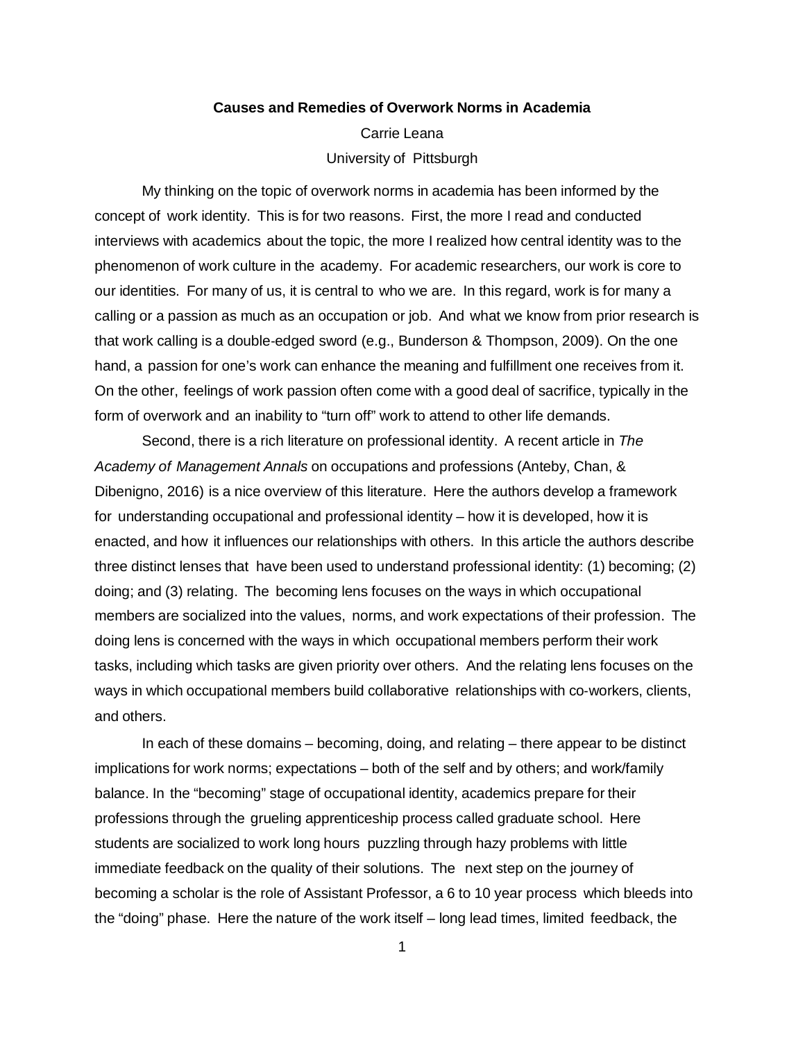**Causes and Remedies of Overwork Norms in Academia**

Carrie Leana

University of Pittsburgh

My thinking on the topic of overwork norms in academia has been informed by the concept of work identity. This is for two reasons. First, the more I read and conducted interviews with academics about the topic, the more I realized how central identity was to the phenomenon of work culture in the academy. For academic researchers, our work is core to our identities. For many of us, it is central to who we are. In this regard, work is for many a calling or a passion as much as an occupation or job. And what we know from prior research is that work calling is a double-edged sword (e.g., Bunderson & Thompson, 2009). On the one hand, a passion for one's work can enhance the meaning and fulfillment one receives from it. On the other, feelings of work passion often come with a good deal of sacrifice, typically in the form of overwork and an inability to "turn off" work to attend to other life demands.

Second, there is a rich literature on professional identity. A recent article in *The Academy of Management Annals* on occupations and professions (Anteby, Chan, & Dibenigno, 2016) is a nice overview of this literature. Here the authors develop a framework for understanding occupational and professional identity – how it is developed, how it is enacted, and how it influences our relationships with others. In this article the authors describe three distinct lenses that have been used to understand professional identity: (1) becoming; (2) doing; and (3) relating. The becoming lens focuses on the ways in which occupational members are socialized into the values, norms, and work expectations of their profession. The doing lens is concerned with the ways in which occupational members perform their work tasks, including which tasks are given priority over others. And the relating lens focuses on the ways in which occupational members build collaborative relationships with co-workers, clients, and others.

In each of these domains – becoming, doing, and relating – there appear to be distinct implications for work norms; expectations – both of the self and by others; and work/family balance. In the "becoming" stage of occupational identity, academics prepare for their professions through the grueling apprenticeship process called graduate school. Here students are socialized to work long hours puzzling through hazy problems with little immediate feedback on the quality of their solutions. The next step on the journey of becoming a scholar is the role of Assistant Professor, a 6 to 10 year process which bleeds into the "doing" phase. Here the nature of the work itself – long lead times, limited feedback, the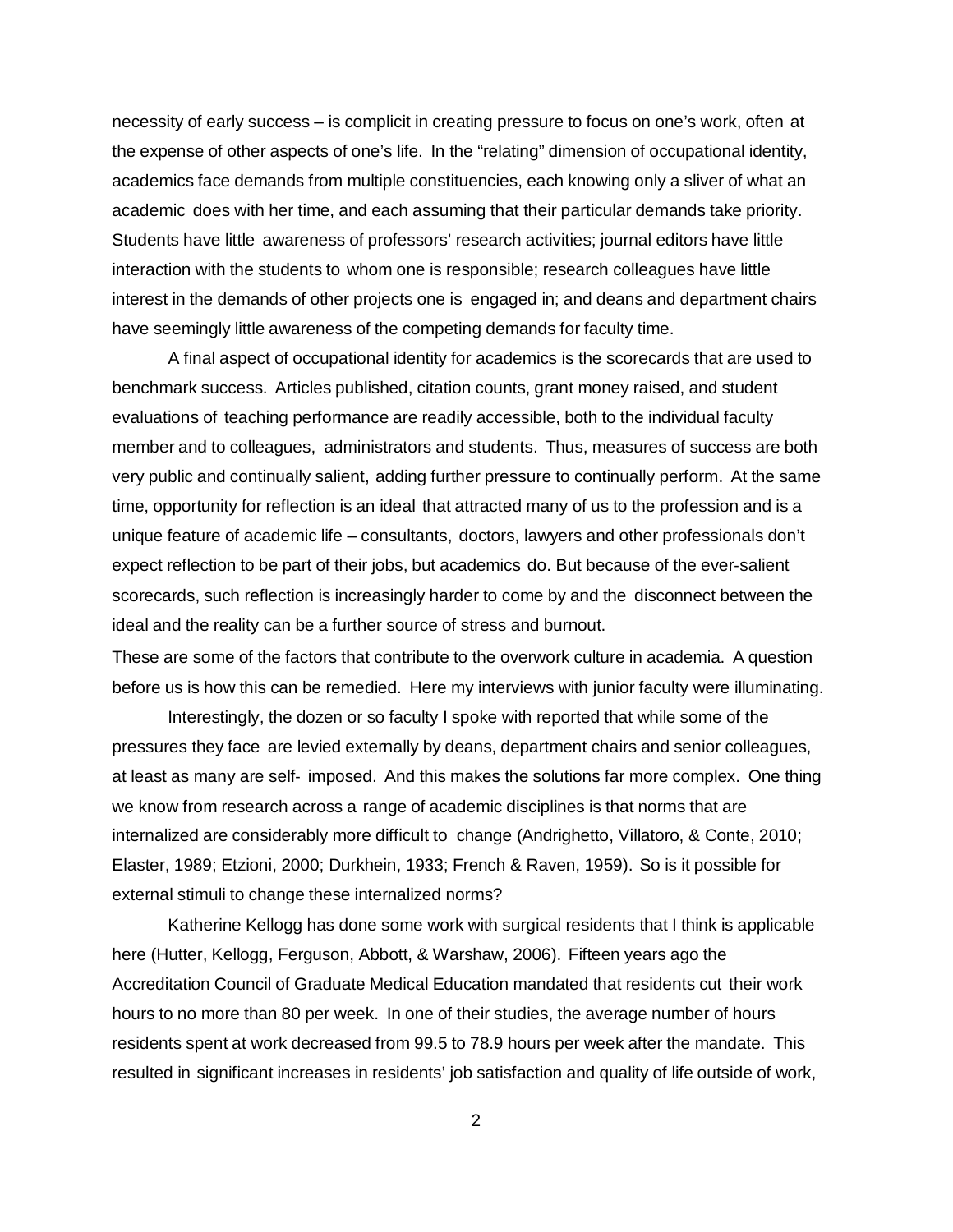necessity of early success – is complicit in creating pressure to focus on one's work, often at the expense of other aspects of one's life. In the "relating" dimension of occupational identity, academics face demands from multiple constituencies, each knowing only a sliver of what an academic does with her time, and each assuming that their particular demands take priority. Students have little awareness of professors' research activities; journal editors have little interaction with the students to whom one is responsible; research colleagues have little interest in the demands of other projects one is engaged in; and deans and department chairs have seemingly little awareness of the competing demands for faculty time.

A final aspect of occupational identity for academics is the scorecards that are used to benchmark success. Articles published, citation counts, grant money raised, and student evaluations of teaching performance are readily accessible, both to the individual faculty member and to colleagues, administrators and students. Thus, measures of success are both very public and continually salient, adding further pressure to continually perform. At the same time, opportunity for reflection is an ideal that attracted many of us to the profession and is a unique feature of academic life – consultants, doctors, lawyers and other professionals don't expect reflection to be part of their jobs, but academics do. But because of the ever-salient scorecards, such reflection is increasingly harder to come by and the disconnect between the ideal and the reality can be a further source of stress and burnout.

These are some of the factors that contribute to the overwork culture in academia. A question before us is how this can be remedied. Here my interviews with junior faculty were illuminating.

Interestingly, the dozen or so faculty I spoke with reported that while some of the pressures they face are levied externally by deans, department chairs and senior colleagues, at least as many are self- imposed. And this makes the solutions far more complex. One thing we know from research across a range of academic disciplines is that norms that are internalized are considerably more difficult to change (Andrighetto, Villatoro, & Conte, 2010; Elaster, 1989; Etzioni, 2000; Durkhein, 1933; French & Raven, 1959). So is it possible for external stimuli to change these internalized norms?

Katherine Kellogg has done some work with surgical residents that I think is applicable here (Hutter, Kellogg, Ferguson, Abbott, & Warshaw, 2006). Fifteen years ago the Accreditation Council of Graduate Medical Education mandated that residents cut their work hours to no more than 80 per week. In one of their studies, the average number of hours residents spent at work decreased from 99.5 to 78.9 hours per week after the mandate. This resulted in significant increases in residents' job satisfaction and quality of life outside of work,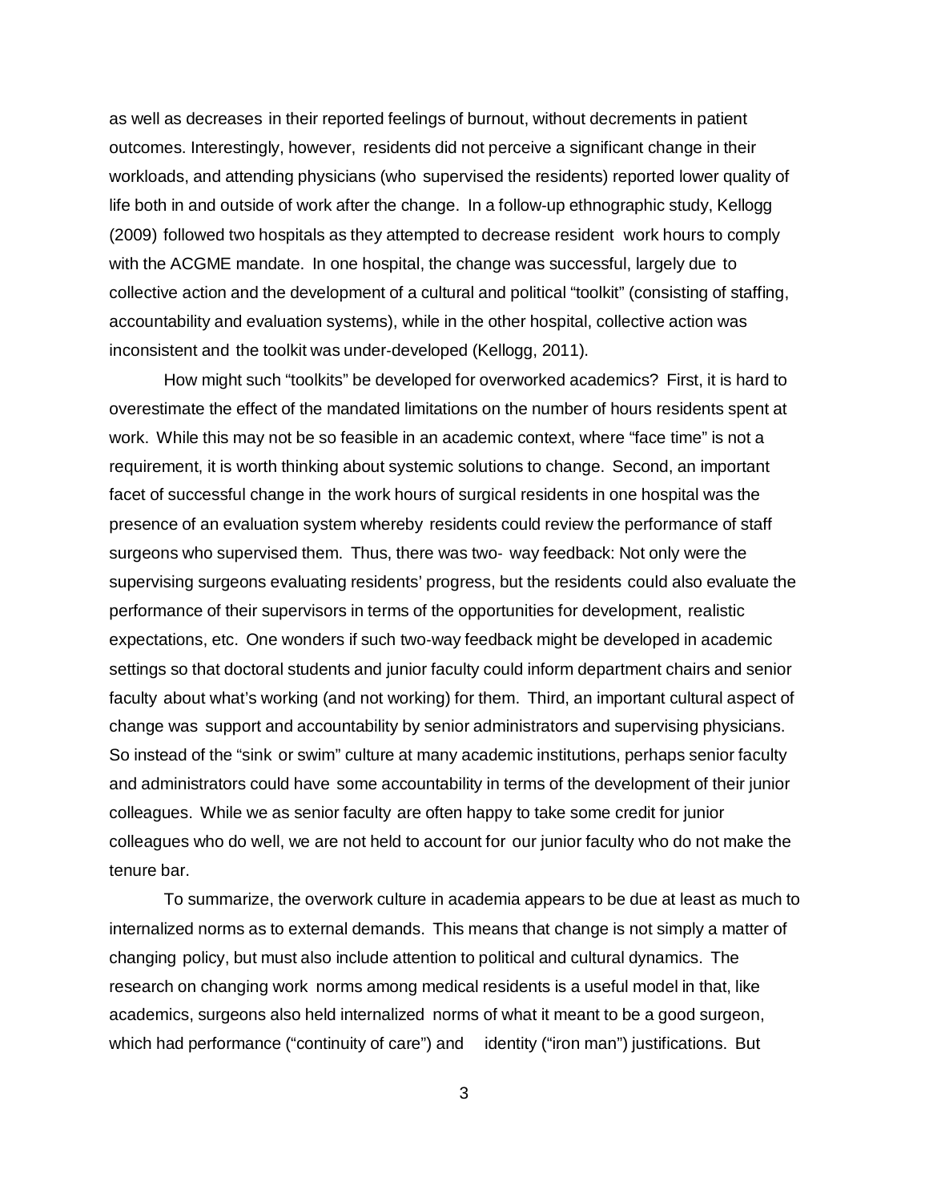as well as decreases in their reported feelings of burnout, without decrements in patient outcomes. Interestingly, however, residents did not perceive a significant change in their workloads, and attending physicians (who supervised the residents) reported lower quality of life both in and outside of work after the change. In a follow-up ethnographic study, Kellogg (2009) followed two hospitals as they attempted to decrease resident work hours to comply with the ACGME mandate. In one hospital, the change was successful, largely due to collective action and the development of a cultural and political "toolkit" (consisting of staffing, accountability and evaluation systems), while in the other hospital, collective action was inconsistent and the toolkit was under-developed (Kellogg, 2011).

How might such "toolkits" be developed for overworked academics? First, it is hard to overestimate the effect of the mandated limitations on the number of hours residents spent at work. While this may not be so feasible in an academic context, where "face time" is not a requirement, it is worth thinking about systemic solutions to change. Second, an important facet of successful change in the work hours of surgical residents in one hospital was the presence of an evaluation system whereby residents could review the performance of staff surgeons who supervised them. Thus, there was two- way feedback: Not only were the supervising surgeons evaluating residents' progress, but the residents could also evaluate the performance of their supervisors in terms of the opportunities for development, realistic expectations, etc. One wonders if such two-way feedback might be developed in academic settings so that doctoral students and junior faculty could inform department chairs and senior faculty about what's working (and not working) for them. Third, an important cultural aspect of change was support and accountability by senior administrators and supervising physicians. So instead of the "sink or swim" culture at many academic institutions, perhaps senior faculty and administrators could have some accountability in terms of the development of their junior colleagues. While we as senior faculty are often happy to take some credit for junior colleagues who do well, we are not held to account for our junior faculty who do not make the tenure bar.

To summarize, the overwork culture in academia appears to be due at least as much to internalized norms as to external demands. This means that change is not simply a matter of changing policy, but must also include attention to political and cultural dynamics. The research on changing work norms among medical residents is a useful model in that, like academics, surgeons also held internalized norms of what it meant to be a good surgeon, which had performance ("continuity of care") and identity ("iron man") justifications. But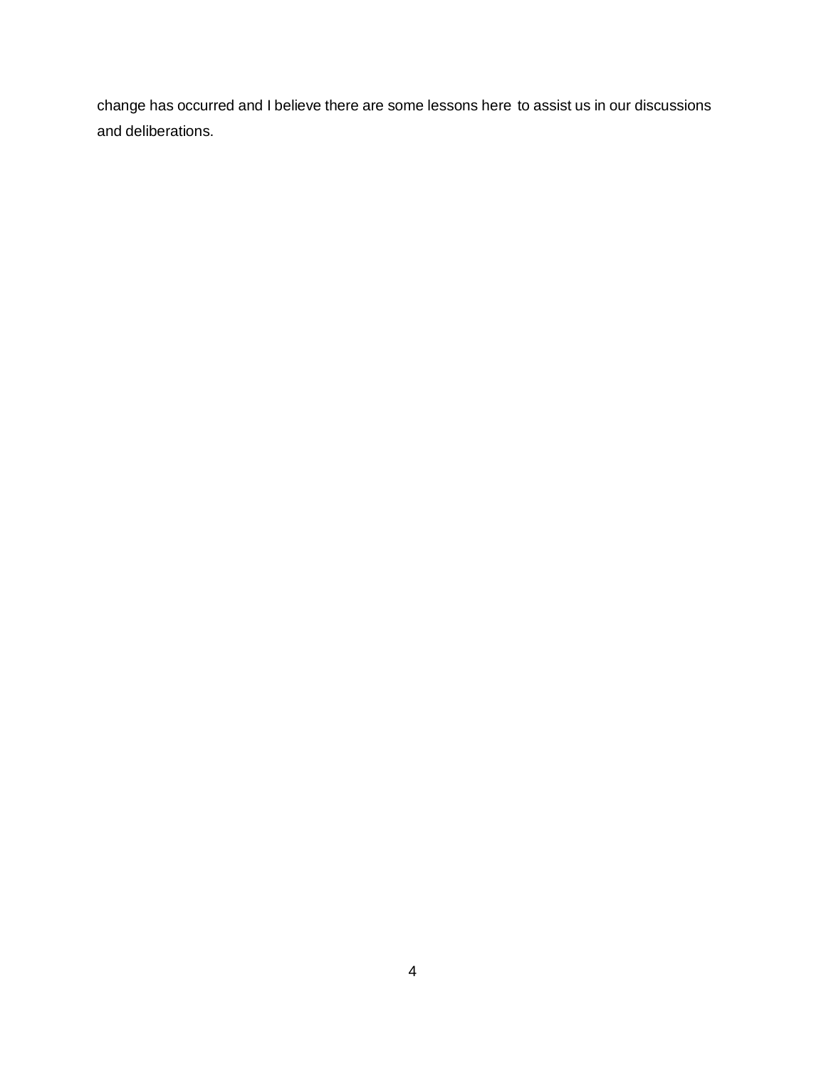change has occurred and I believe there are some lessons here to assist us in our discussions and deliberations.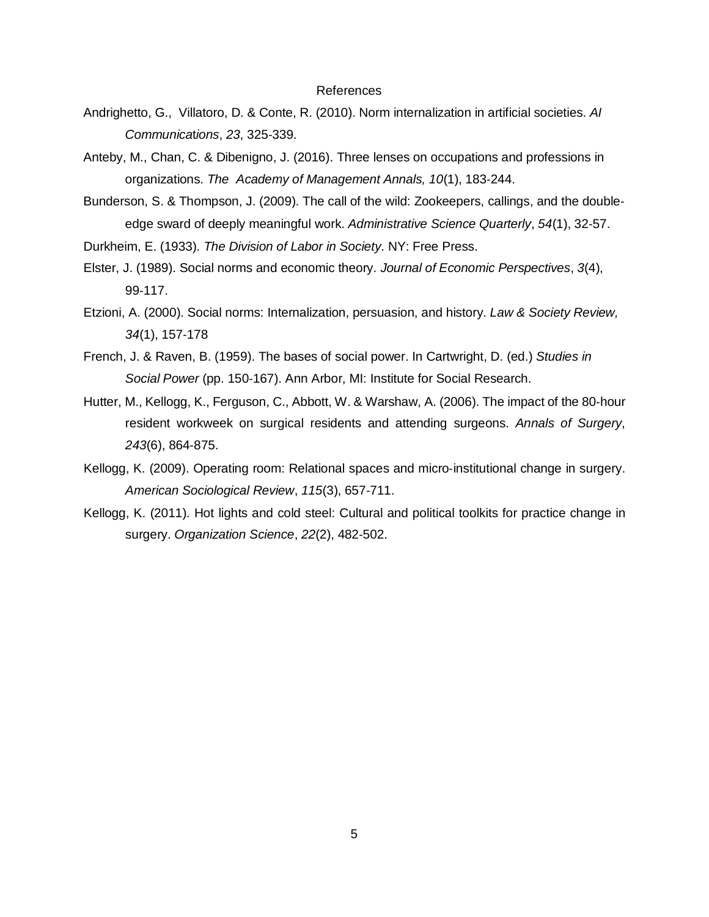## References

Andrighetto, G., Villatoro, D. & Conte, R. (2010). Norm internalization in artificial societies. *AI Communications*, *23*, 325-339.

Anteby, M., Chan, C. & Dibenigno, J. (2016). Three lenses on occupations and professions in organizations. *The Academy of Management Annals, 10*(1), 183-244.

Bunderson, S. & Thompson, J. (2009). The call of the wild: Zookeepers, callings, and the double-edge sward of deeply meaningful work. *Administrative Science Quarterly*, *54*(1), 32-57.

Durkheim, E. (1933). *The Division of Labor in Society*. NY: Free Press.

Elster, J. (1989). Social norms and economic theory. *Journal of Economic Perspectives*, *3*(4), 99-117.

Etzioni, A. (2000). Social norms: Internalization, persuasion, and history. *Law & Society Review, 34*(1), 157-178

French, J. & Raven, B. (1959). The bases of social power. In Cartwright, D. (ed.) *Studies in Social Power* (pp. 150-167). Ann Arbor, MI: Institute for Social Research.

Hutter, M., Kellogg, K., Ferguson, C., Abbott, W. & Warshaw, A. (2006). The impact of the 80-hour resident workweek on surgical residents and attending surgeons. *Annals of Surgery*, *243*(6), 864-875.

Kellogg, K. (2009). Operating room: Relational spaces and micro-institutional change in surgery. *American Sociological Review*, *115*(3), 657-711.

Kellogg, K. (2011). Hot lights and cold steel: Cultural and political toolkits for practice change in surgery. *Organization Science*, *22*(2), 482-502.